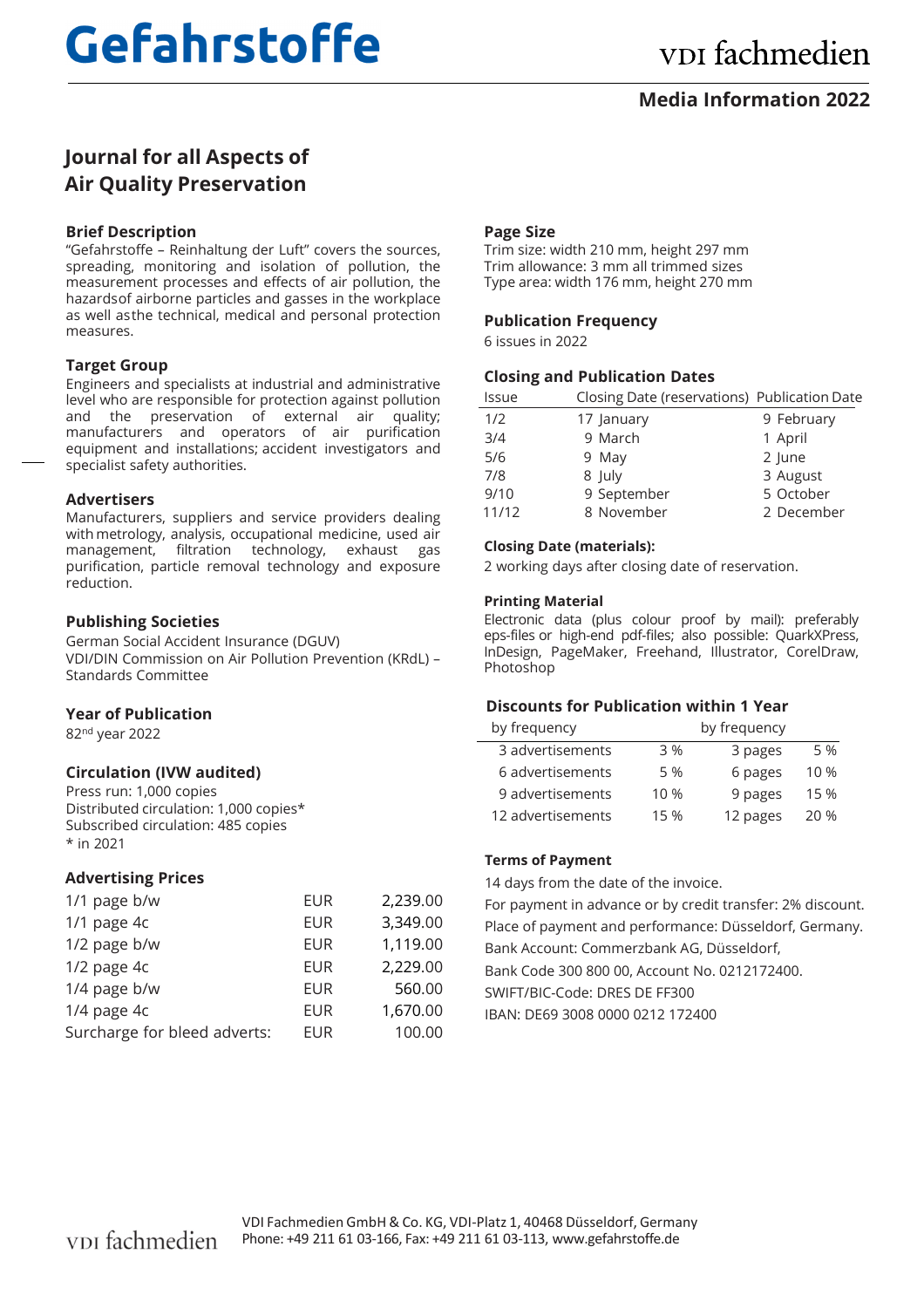# Gefahrstoffe

VDI fachmedien

**Media Information 2022**

## Journal for all Aspects of Air Quality Preservation

### Brief Description

"Gefahrstoffe – Reinhaltung der Luft" covers the sources, spreading, monitoring and isolation of pollution, the measurement processes and effects of air pollution, the hazardsof airborne particles and gasses in the workplace as well asthe technical, medical and personal protection measures.

### Target Group

Engineers and specialists at industrial and administrative level who are responsible for protection against pollution and the preservation of external air quality; manufacturers and operators of air purification equipment and installations; accident investigators and specialist safety authorities.

### Advertisers

Manufacturers, suppliers and service providers dealing with metrology, analysis, occupational medicine, used air management, filtration technology, exhaust gas purification, particle removal technology and exposure reduction.

### Publishing Societies

German Social Accident Insurance (DGUV)
VDI/DIN Commission on Air Pollution Prevention (KRdL) – Standards Committee

### Year of Publication

82nd year 2022

### Circulation (IVW audited)

Press run: 1,000 copies
Distributed circulation: 1,000 copies*
Subscribed circulation: 485 copies
* in 2021

### Advertising Prices

| | | |
|---|---|---|
| 1/1 page b/w | EUR | 2,239.00 |
| 1/1 page 4c | EUR | 3,349.00 |
| 1/2 page b/w | EUR | 1,119.00 |
| 1/2 page 4c | EUR | 2,229.00 |
| 1/4 page b/w | EUR | 560.00 |
| 1/4 page 4c | EUR | 1,670.00 |
| Surcharge for bleed adverts: | EUR | 100.00 |

### Page Size

Trim size: width 210 mm, height 297 mm
Trim allowance: 3 mm all trimmed sizes
Type area: width 176 mm, height 270 mm

### Publication Frequency

6 issues in 2022

### Closing and Publication Dates

| Issue | Closing Date (reservations) | Publication Date |
|---|---|---|
| 1/2 | 17 January | 9 February |
| 3/4 | 9 March | 1 April |
| 5/6 | 9 May | 2 June |
| 7/8 | 8 July | 3 August |
| 9/10 | 9 September | 5 October |
| 11/12 | 8 November | 2 December |

**Closing Date (materials):**

2 working days after closing date of reservation.

**Printing Material**

Electronic data (plus colour proof by mail): preferably eps-files or high-end pdf-files; also possible: QuarkXPress, InDesign, PageMaker, Freehand, Illustrator, CorelDraw, Photoshop

### Discounts for Publication within 1 Year

| by frequency | | by frequency | |
|---|---|---|---|
| 3 advertisements | 3 % | 3 pages | 5 % |
| 6 advertisements | 5 % | 6 pages | 10 % |
| 9 advertisements | 10 % | 9 pages | 15 % |
| 12 advertisements | 15 % | 12 pages | 20 % |

**Terms of Payment**

14 days from the date of the invoice.
For payment in advance or by credit transfer: 2% discount.
Place of payment and performance: Düsseldorf, Germany.
Bank Account: Commerzbank AG, Düsseldorf,
Bank Code 300 800 00, Account No. 0212172400.
SWIFT/BIC-Code: DRES DE FF300
IBAN: DE69 3008 0000 0212 172400

VDI fachmedien
VDI Fachmedien GmbH & Co. KG, VDI-Platz 1, 40468 Düsseldorf, Germany
Phone: +49 211 61 03-166, Fax: +49 211 61 03-113, www.gefahrstoffe.de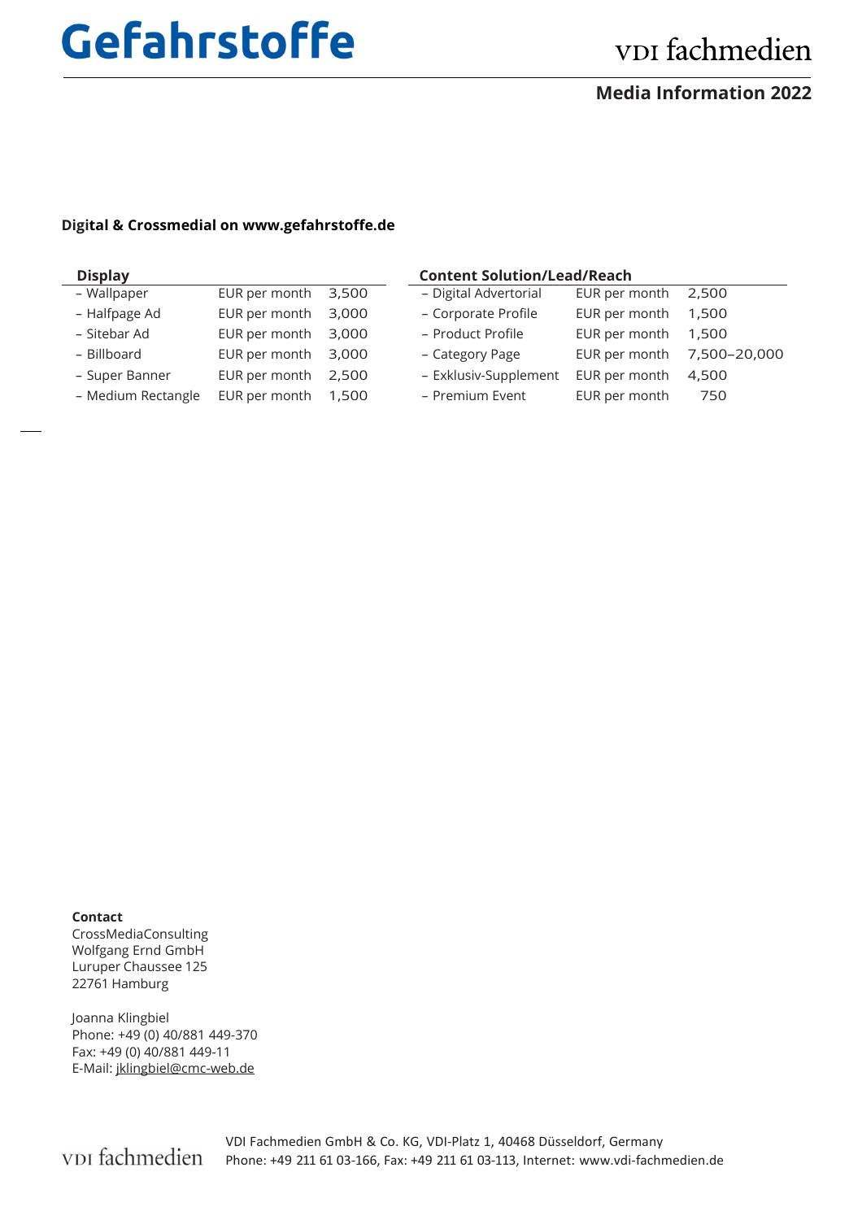# Gefahrstoffe

## Media Information 2022

### Digital & Crossmedial on www.gefahrstoffe.de

| Display | | |
|---|---|---|
| – Wallpaper | EUR per month | 3,500 |
| – Halfpage Ad | EUR per month | 3,000 |
| – Sitebar Ad | EUR per month | 3,000 |
| – Billboard | EUR per month | 3,000 |
| – Super Banner | EUR per month | 2,500 |
| – Medium Rectangle | EUR per month | 1,500 |

| Content Solution/Lead/Reach | | |
|---|---|---|
| – Digital Advertorial | EUR per month | 2,500 |
| – Corporate Profile | EUR per month | 1,500 |
| – Product Profile | EUR per month | 1,500 |
| – Category Page | EUR per month | 7,500–20,000 |
| – Exklusiv-Supplement | EUR per month | 4,500 |
| – Premium Event | EUR per month | 750 |

**Contact**
CrossMediaConsulting
Wolfgang Ernd GmbH
Luruper Chaussee 125
22761 Hamburg

Joanna Klingbiel
Phone: +49 (0) 40/881 449-370
Fax: +49 (0) 40/881 449-11
E-Mail: jklingbiel@cmc-web.de

VDI Fachmedien GmbH & Co. KG, VDI-Platz 1, 40468 Düsseldorf, Germany
Phone: +49 211 61 03-166, Fax: +49 211 61 03-113, Internet: www.vdi-fachmedien.de